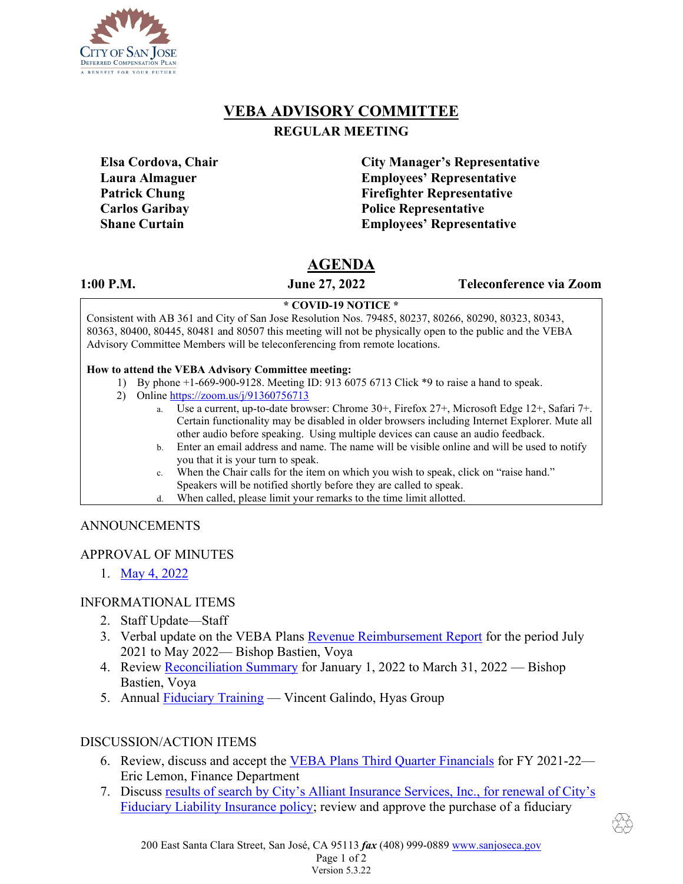CITY OF SAN JOSE
DEFERRED COMPENSATION PLAN
A BENEFIT FOR YOUR FUTURE

# VEBA ADVISORY COMMITTEE

## REGULAR MEETING

| | |
|---|---|
| **Elsa Cordova, Chair** | **City Manager's Representative** |
| **Laura Almaguer** | **Employees' Representative** |
| **Patrick Chung** | **Firefighter Representative** |
| **Carlos Garibay** | **Police Representative** |
| **Shane Curtain** | **Employees' Representative** |

# AGENDA

**1:00 P.M.** **June 27, 2022** **Teleconference via Zoom**

**\* COVID-19 NOTICE \***

Consistent with AB 361 and City of San Jose Resolution Nos. 79485, 80237, 80266, 80290, 80323, 80343, 80363, 80400, 80445, 80481 and 80507 this meeting will not be physically open to the public and the VEBA Advisory Committee Members will be teleconferencing from remote locations.

**How to attend the VEBA Advisory Committee meeting:**

1) By phone +1-669-900-9128. Meeting ID: 913 6075 6713 Click \*9 to raise a hand to speak.
2) Online https://zoom.us/j/91360756713
   a. Use a current, up-to-date browser: Chrome 30+, Firefox 27+, Microsoft Edge 12+, Safari 7+. Certain functionality may be disabled in older browsers including Internet Explorer. Mute all other audio before speaking. Using multiple devices can cause an audio feedback.
   b. Enter an email address and name. The name will be visible online and will be used to notify you that it is your turn to speak.
   c. When the Chair calls for the item on which you wish to speak, click on "raise hand." Speakers will be notified shortly before they are called to speak.
   d. When called, please limit your remarks to the time limit allotted.

ANNOUNCEMENTS

APPROVAL OF MINUTES

1. May 4, 2022

INFORMATIONAL ITEMS

2. Staff Update—Staff
3. Verbal update on the VEBA Plans Revenue Reimbursement Report for the period July 2021 to May 2022— Bishop Bastien, Voya
4. Review Reconciliation Summary for January 1, 2022 to March 31, 2022 — Bishop Bastien, Voya
5. Annual Fiduciary Training — Vincent Galindo, Hyas Group

DISCUSSION/ACTION ITEMS

6. Review, discuss and accept the VEBA Plans Third Quarter Financials for FY 2021-22— Eric Lemon, Finance Department
7. Discuss results of search by City's Alliant Insurance Services, Inc., for renewal of City's Fiduciary Liability Insurance policy; review and approve the purchase of a fiduciary

200 East Santa Clara Street, San José, CA 95113 ***fax*** (408) 999-0889 www.sanjoseca.gov

Version 5.3.22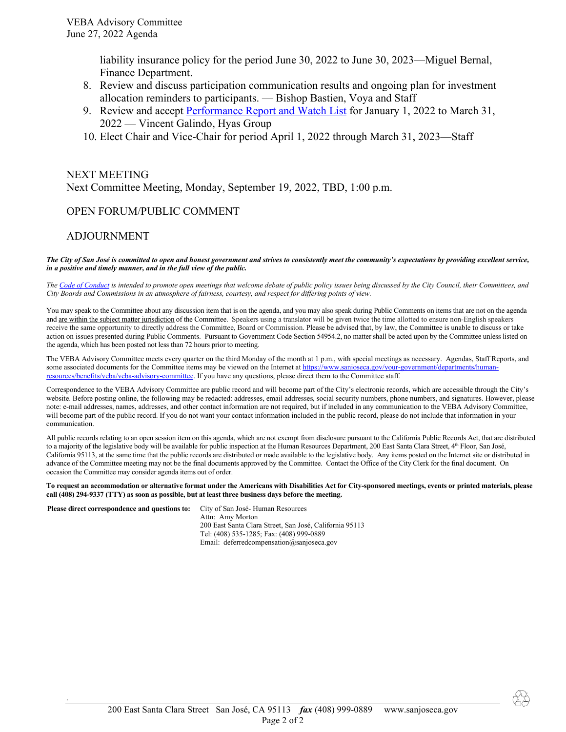liability insurance policy for the period June 30, 2022 to June 30, 2023—Miguel Bernal, Finance Department.

8. Review and discuss participation communication results and ongoing plan for investment allocation reminders to participants. — Bishop Bastien, Voya and Staff
9. Review and accept [Performance Report and Watch List](#) for January 1, 2022 to March 31, 2022 — Vincent Galindo, Hyas Group
10. Elect Chair and Vice-Chair for period April 1, 2022 through March 31, 2023—Staff

NEXT MEETING

Next Committee Meeting, Monday, September 19, 2022, TBD, 1:00 p.m.

OPEN FORUM/PUBLIC COMMENT

ADJOURNMENT

***The City of San José is committed to open and honest government and strives to consistently meet the community's expectations by providing excellent service, in a positive and timely manner, and in the full view of the public.***

*The [Code of Conduct](#) is intended to promote open meetings that welcome debate of public policy issues being discussed by the City Council, their Committees, and City Boards and Commissions in an atmosphere of fairness, courtesy, and respect for differing points of view.*

You may speak to the Committee about any discussion item that is on the agenda, and you may also speak during Public Comments on items that are not on the agenda and are within the subject matter jurisdiction of the Committee. Speakers using a translator will be given twice the time allotted to ensure non-English speakers receive the same opportunity to directly address the Committee, Board or Commission. Please be advised that, by law, the Committee is unable to discuss or take action on issues presented during Public Comments. Pursuant to Government Code Section 54954.2, no matter shall be acted upon by the Committee unless listed on the agenda, which has been posted not less than 72 hours prior to meeting.

The VEBA Advisory Committee meets every quarter on the third Monday of the month at 1 p.m., with special meetings as necessary. Agendas, Staff Reports, and some associated documents for the Committee items may be viewed on the Internet at https://www.sanjoseca.gov/your-government/departments/human-resources/benefits/veba/veba-advisory-committee. If you have any questions, please direct them to the Committee staff.

Correspondence to the VEBA Advisory Committee are public record and will become part of the City's electronic records, which are accessible through the City's website. Before posting online, the following may be redacted: addresses, email addresses, social security numbers, phone numbers, and signatures. However, please note: e-mail addresses, names, addresses, and other contact information are not required, but if included in any communication to the VEBA Advisory Committee, will become part of the public record. If you do not want your contact information included in the public record, please do not include that information in your communication.

All public records relating to an open session item on this agenda, which are not exempt from disclosure pursuant to the California Public Records Act, that are distributed to a majority of the legislative body will be available for public inspection at the Human Resources Department, 200 East Santa Clara Street, 4th Floor, San José, California 95113, at the same time that the public records are distributed or made available to the legislative body. Any items posted on the Internet site or distributed in advance of the Committee meeting may not be the final documents approved by the Committee. Contact the Office of the City Clerk for the final document. On occasion the Committee may consider agenda items out of order.

**To request an accommodation or alternative format under the Americans with Disabilities Act for City-sponsored meetings, events or printed materials, please call (408) 294-9337 (TTY) as soon as possible, but at least three business days before the meeting.**

**Please direct correspondence and questions to:**

City of San José- Human Resources
Attn: Amy Morton
200 East Santa Clara Street, San José, California 95113
Tel: (408) 535-1285; Fax: (408) 999-0889
Email: deferredcompensation@sanjoseca.gov

200 East Santa Clara Street San José, CA 95113 *fax* (408) 999-0889 www.sanjoseca.gov